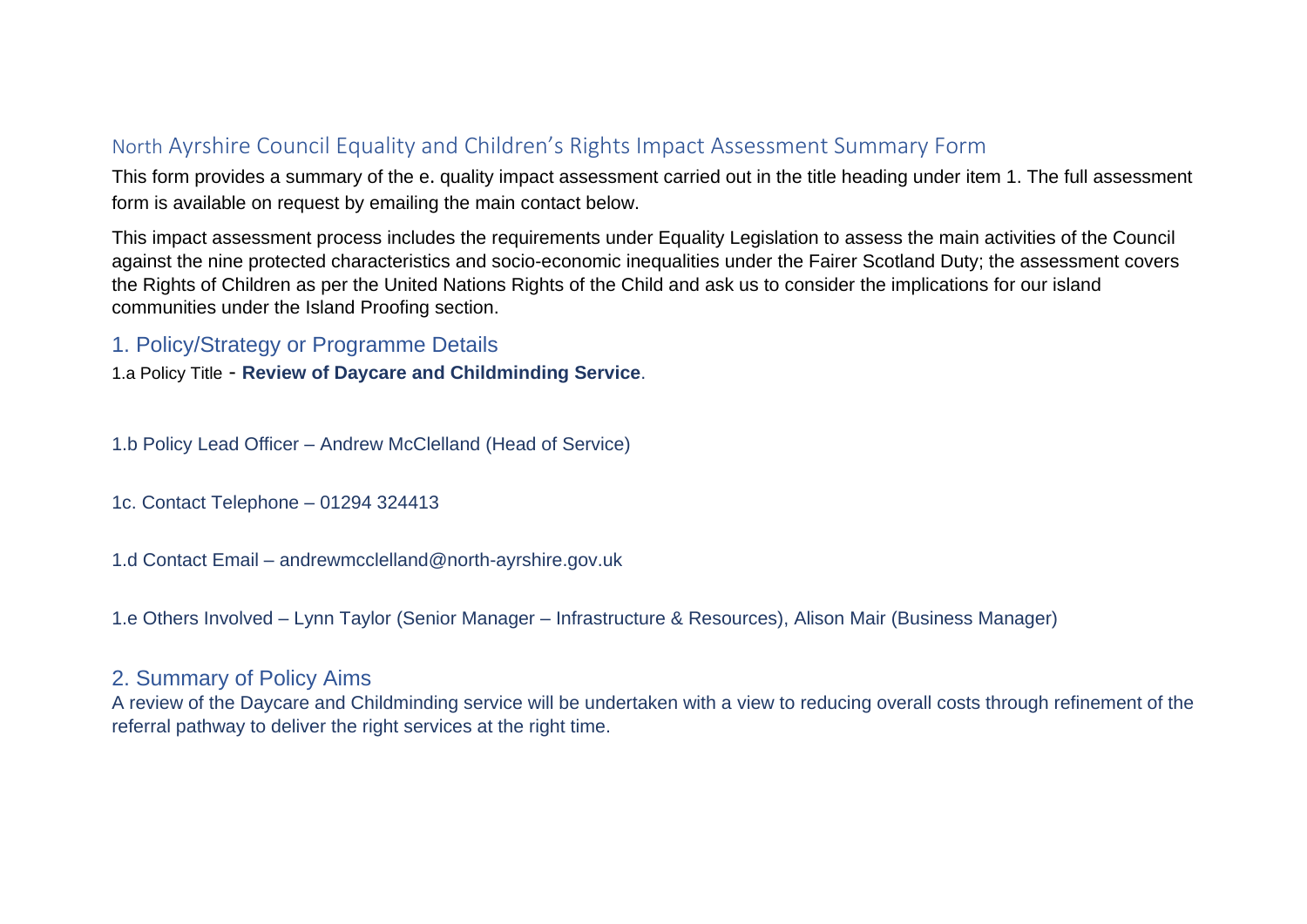# North Ayrshire Council Equality and Children's Rights Impact Assessment Summary Form

This form provides a summary of the e. quality impact assessment carried out in the title heading under item 1. The full assessment form is available on request by emailing the main contact below.

This impact assessment process includes the requirements under Equality Legislation to assess the main activities of the Council against the nine protected characteristics and socio-economic inequalities under the Fairer Scotland Duty; the assessment covers the Rights of Children as per the United Nations Rights of the Child and ask us to consider the implications for our island communities under the Island Proofing section.

## 1. Policy/Strategy or Programme Details

1.a Policy Title - **Review of Daycare and Childminding Service**.

1.b Policy Lead Officer – Andrew McClelland (Head of Service)

1c. Contact Telephone – 01294 324413

1.d Contact Email – andrewmcclelland@north-ayrshire.gov.uk

1.e Others Involved – Lynn Taylor (Senior Manager – Infrastructure & Resources), Alison Mair (Business Manager)

## 2. Summary of Policy Aims

A review of the Daycare and Childminding service will be undertaken with a view to reducing overall costs through refinement of the referral pathway to deliver the right services at the right time.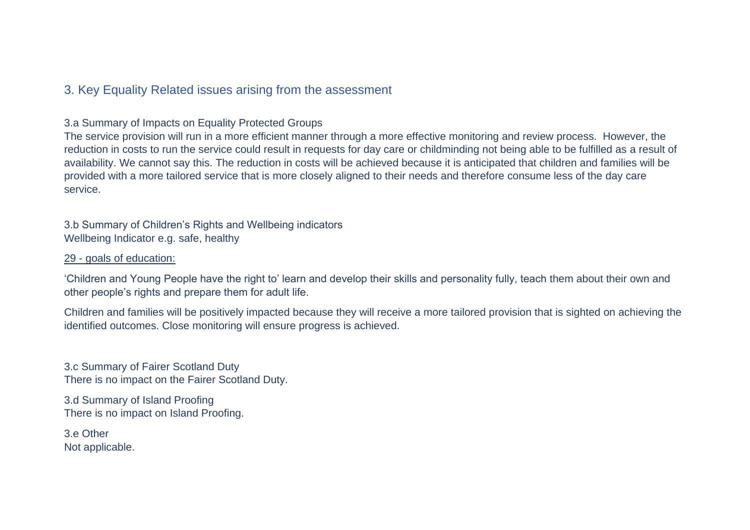## 3. Key Equality Related issues arising from the assessment

3.a Summary of Impacts on Equality Protected Groups
The service provision will run in a more efficient manner through a more effective monitoring and review process. However, the reduction in costs to run the service could result in requests for day care or childminding not being able to be fulfilled as a result of availability. We cannot say this. The reduction in costs will be achieved because it is anticipated that children and families will be provided with a more tailored service that is more closely aligned to their needs and therefore consume less of the day care service.

3.b Summary of Children's Rights and Wellbeing indicators
Wellbeing Indicator e.g. safe, healthy

<u>29 - goals of education:</u>

'Children and Young People have the right to' learn and develop their skills and personality fully, teach them about their own and other people's rights and prepare them for adult life.

Children and families will be positively impacted because they will receive a more tailored provision that is sighted on achieving the identified outcomes. Close monitoring will ensure progress is achieved.

3.c Summary of Fairer Scotland Duty
There is no impact on the Fairer Scotland Duty.

3.d Summary of Island Proofing
There is no impact on Island Proofing.

3.e Other
Not applicable.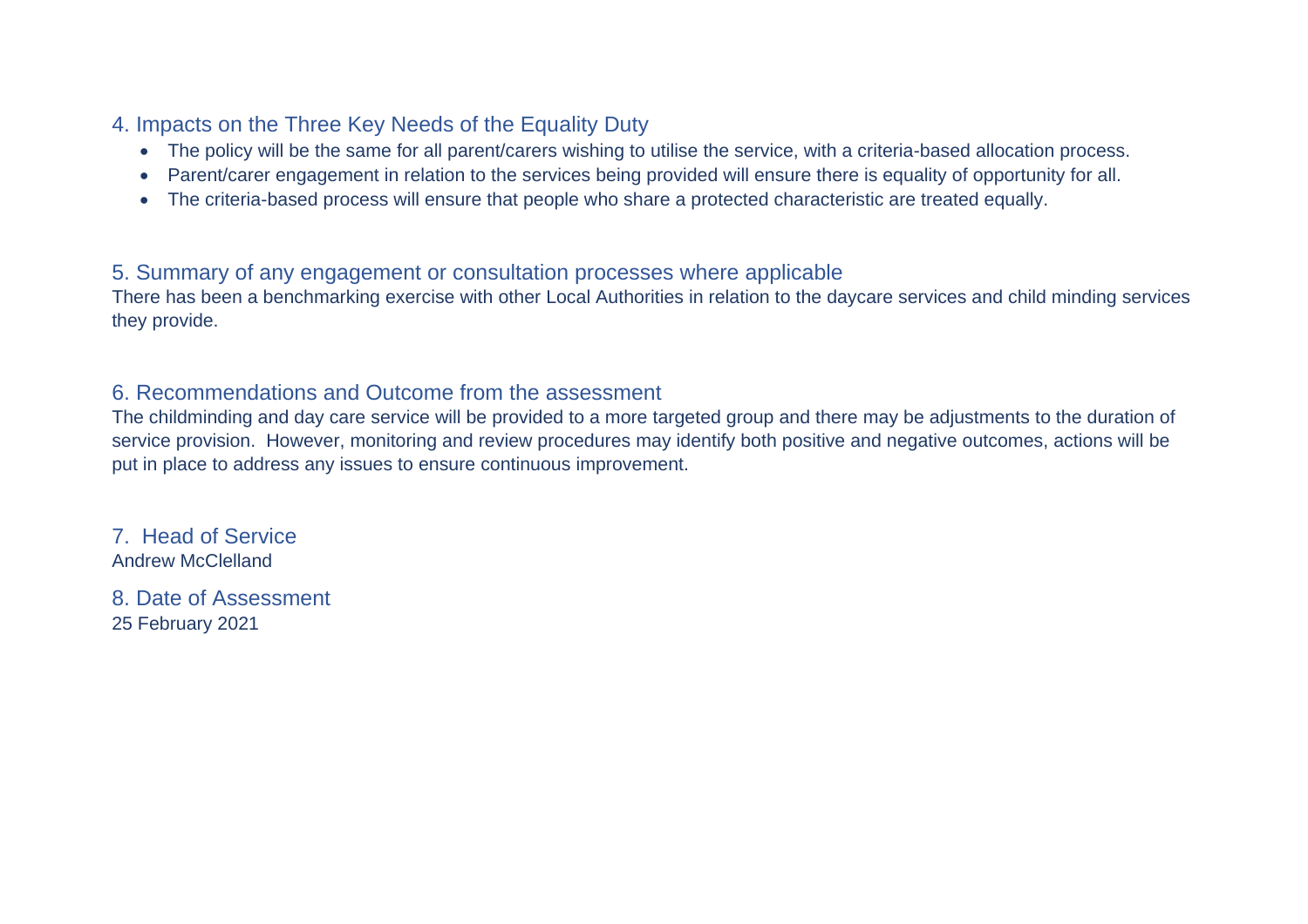## 4. Impacts on the Three Key Needs of the Equality Duty

- The policy will be the same for all parent/carers wishing to utilise the service, with a criteria-based allocation process.
- Parent/carer engagement in relation to the services being provided will ensure there is equality of opportunity for all.
- The criteria-based process will ensure that people who share a protected characteristic are treated equally.

## 5. Summary of any engagement or consultation processes where applicable

There has been a benchmarking exercise with other Local Authorities in relation to the daycare services and child minding services they provide.

## 6. Recommendations and Outcome from the assessment

The childminding and day care service will be provided to a more targeted group and there may be adjustments to the duration of service provision.  However, monitoring and review procedures may identify both positive and negative outcomes, actions will be put in place to address any issues to ensure continuous improvement.

## 7. Head of Service

Andrew McClelland

## 8. Date of Assessment

25 February 2021